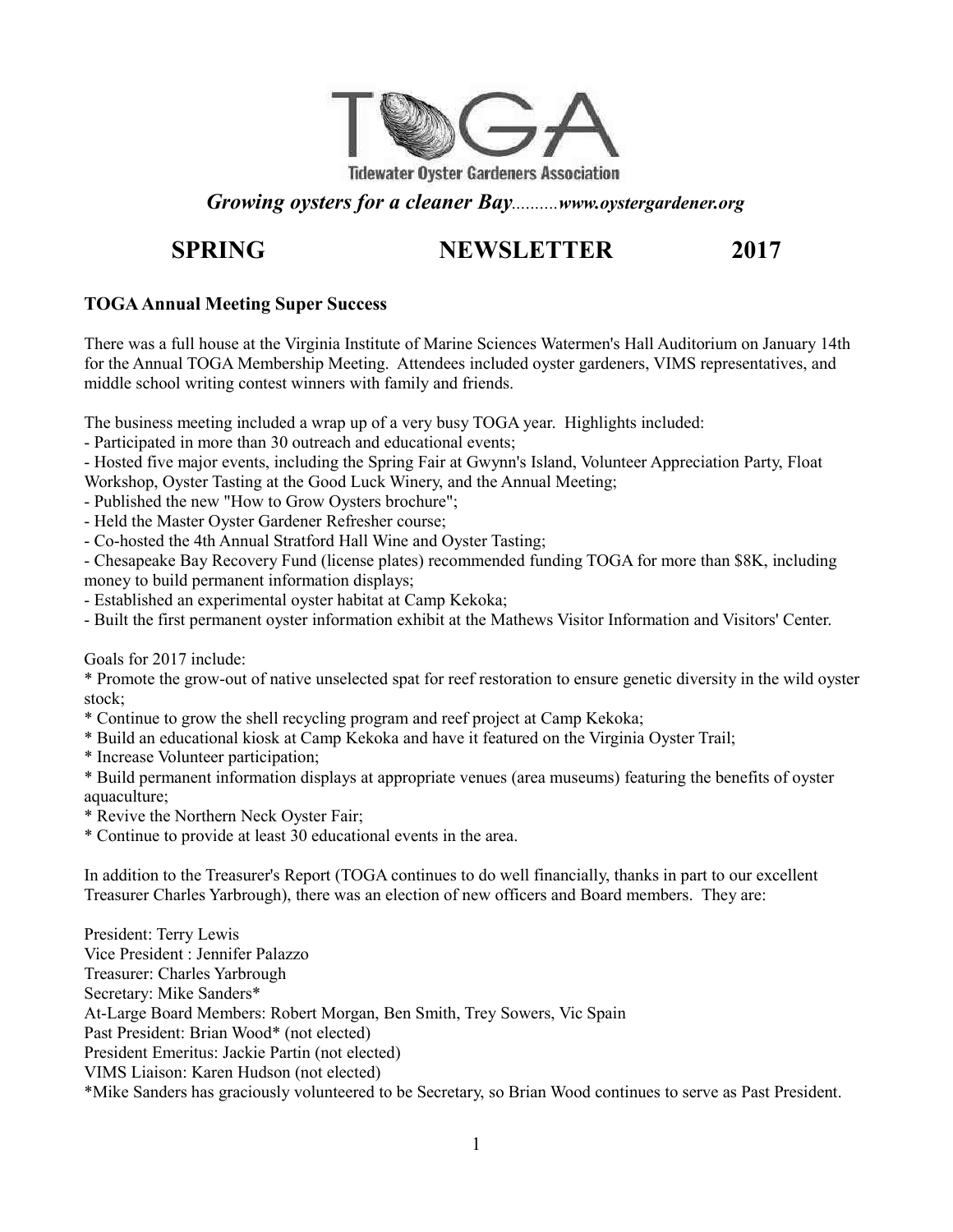# TOGA

**Tidewater Oyster Gardeners Association**

***Growing oysters for a cleaner Bay**..........**www.oystergardener.org***

# SPRING NEWSLETTER 2017

### TOGA Annual Meeting Super Success

There was a full house at the Virginia Institute of Marine Sciences Watermen's Hall Auditorium on January 14th for the Annual TOGA Membership Meeting. Attendees included oyster gardeners, VIMS representatives, and middle school writing contest winners with family and friends.

The business meeting included a wrap up of a very busy TOGA year. Highlights included:

- Participated in more than 30 outreach and educational events;
- Hosted five major events, including the Spring Fair at Gwynn's Island, Volunteer Appreciation Party, Float Workshop, Oyster Tasting at the Good Luck Winery, and the Annual Meeting;
- Published the new "How to Grow Oysters brochure";
- Held the Master Oyster Gardener Refresher course;
- Co-hosted the 4th Annual Stratford Hall Wine and Oyster Tasting;
- Chesapeake Bay Recovery Fund (license plates) recommended funding TOGA for more than $8K, including money to build permanent information displays;
- Established an experimental oyster habitat at Camp Kekoka;
- Built the first permanent oyster information exhibit at the Mathews Visitor Information and Visitors' Center.

Goals for 2017 include:

* Promote the grow-out of native unselected spat for reef restoration to ensure genetic diversity in the wild oyster stock;
* Continue to grow the shell recycling program and reef project at Camp Kekoka;
* Build an educational kiosk at Camp Kekoka and have it featured on the Virginia Oyster Trail;
* Increase Volunteer participation;
* Build permanent information displays at appropriate venues (area museums) featuring the benefits of oyster aquaculture;
* Revive the Northern Neck Oyster Fair;
* Continue to provide at least 30 educational events in the area.

In addition to the Treasurer's Report (TOGA continues to do well financially, thanks in part to our excellent Treasurer Charles Yarbrough), there was an election of new officers and Board members. They are:

President: Terry Lewis
Vice President : Jennifer Palazzo
Treasurer: Charles Yarbrough
Secretary: Mike Sanders*
At-Large Board Members: Robert Morgan, Ben Smith, Trey Sowers, Vic Spain
Past President: Brian Wood* (not elected)
President Emeritus: Jackie Partin (not elected)
VIMS Liaison: Karen Hudson (not elected)
*Mike Sanders has graciously volunteered to be Secretary, so Brian Wood continues to serve as Past President.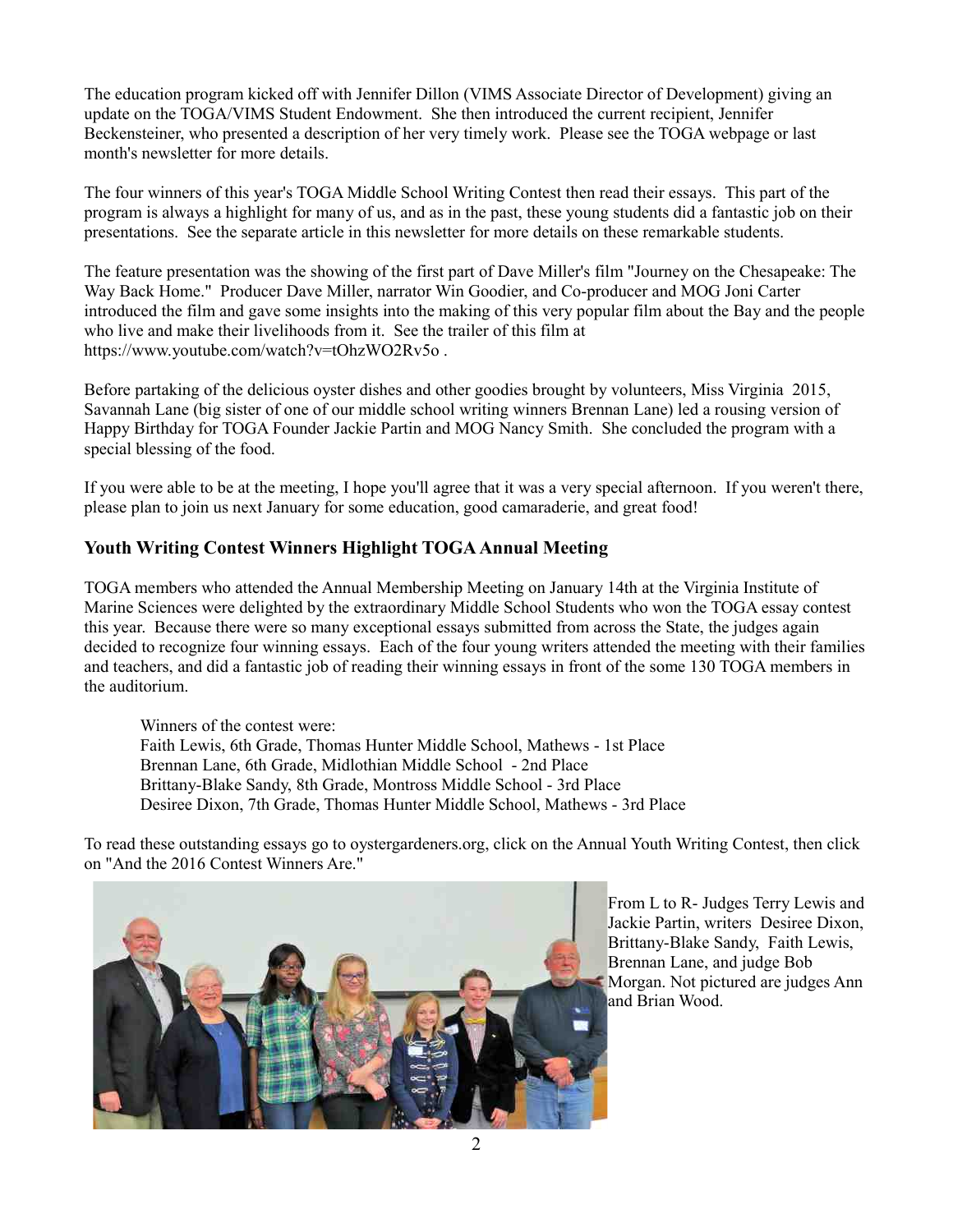The education program kicked off with Jennifer Dillon (VIMS Associate Director of Development) giving an update on the TOGA/VIMS Student Endowment. She then introduced the current recipient, Jennifer Beckensteiner, who presented a description of her very timely work. Please see the TOGA webpage or last month's newsletter for more details.

The four winners of this year's TOGA Middle School Writing Contest then read their essays. This part of the program is always a highlight for many of us, and as in the past, these young students did a fantastic job on their presentations. See the separate article in this newsletter for more details on these remarkable students.

The feature presentation was the showing of the first part of Dave Miller's film "Journey on the Chesapeake: The Way Back Home." Producer Dave Miller, narrator Win Goodier, and Co-producer and MOG Joni Carter introduced the film and gave some insights into the making of this very popular film about the Bay and the people who live and make their livelihoods from it. See the trailer of this film at https://www.youtube.com/watch?v=tOhzWO2Rv5o .

Before partaking of the delicious oyster dishes and other goodies brought by volunteers, Miss Virginia 2015, Savannah Lane (big sister of one of our middle school writing winners Brennan Lane) led a rousing version of Happy Birthday for TOGA Founder Jackie Partin and MOG Nancy Smith. She concluded the program with a special blessing of the food.

If you were able to be at the meeting, I hope you'll agree that it was a very special afternoon. If you weren't there, please plan to join us next January for some education, good camaraderie, and great food!

### Youth Writing Contest Winners Highlight TOGA Annual Meeting

TOGA members who attended the Annual Membership Meeting on January 14th at the Virginia Institute of Marine Sciences were delighted by the extraordinary Middle School Students who won the TOGA essay contest this year. Because there were so many exceptional essays submitted from across the State, the judges again decided to recognize four winning essays. Each of the four young writers attended the meeting with their families and teachers, and did a fantastic job of reading their winning essays in front of the some 130 TOGA members in the auditorium.

Winners of the contest were:
Faith Lewis, 6th Grade, Thomas Hunter Middle School, Mathews - 1st Place
Brennan Lane, 6th Grade, Midlothian Middle School - 2nd Place
Brittany-Blake Sandy, 8th Grade, Montross Middle School - 3rd Place
Desiree Dixon, 7th Grade, Thomas Hunter Middle School, Mathews - 3rd Place

To read these outstanding essays go to oystergardeners.org, click on the Annual Youth Writing Contest, then click on "And the 2016 Contest Winners Are."

From L to R- Judges Terry Lewis and Jackie Partin, writers Desiree Dixon, Brittany-Blake Sandy, Faith Lewis, Brennan Lane, and judge Bob Morgan. Not pictured are judges Ann and Brian Wood.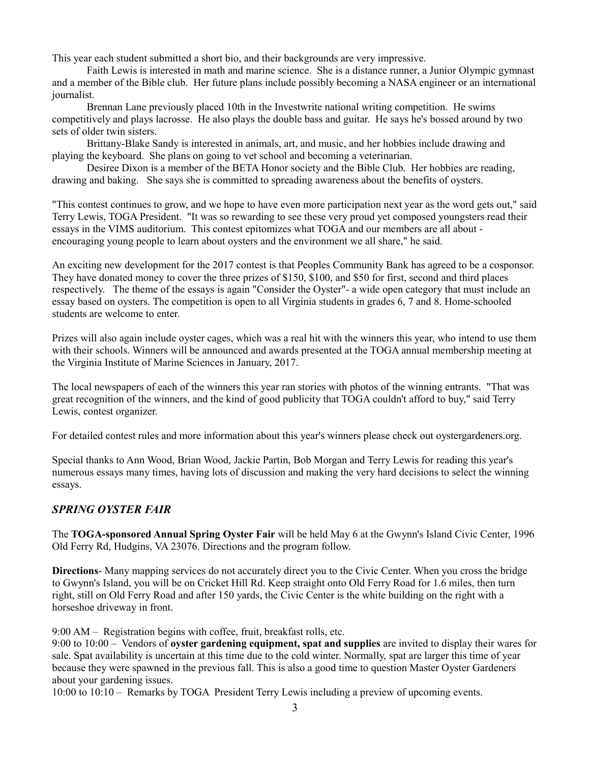This year each student submitted a short bio, and their backgrounds are very impressive.

Faith Lewis is interested in math and marine science. She is a distance runner, a Junior Olympic gymnast and a member of the Bible club. Her future plans include possibly becoming a NASA engineer or an international journalist.

Brennan Lane previously placed 10th in the Investwrite national writing competition. He swims competitively and plays lacrosse. He also plays the double bass and guitar. He says he's bossed around by two sets of older twin sisters.

Brittany-Blake Sandy is interested in animals, art, and music, and her hobbies include drawing and playing the keyboard. She plans on going to vet school and becoming a veterinarian.

Desiree Dixon is a member of the BETA Honor society and the Bible Club. Her hobbies are reading, drawing and baking. She says she is committed to spreading awareness about the benefits of oysters.

"This contest continues to grow, and we hope to have even more participation next year as the word gets out," said Terry Lewis, TOGA President. "It was so rewarding to see these very proud yet composed youngsters read their essays in the VIMS auditorium. This contest epitomizes what TOGA and our members are all about - encouraging young people to learn about oysters and the environment we all share," he said.

An exciting new development for the 2017 contest is that Peoples Community Bank has agreed to be a cosponsor. They have donated money to cover the three prizes of $150, $100, and $50 for first, second and third places respectively. The theme of the essays is again "Consider the Oyster"- a wide open category that must include an essay based on oysters. The competition is open to all Virginia students in grades 6, 7 and 8. Home-schooled students are welcome to enter.

Prizes will also again include oyster cages, which was a real hit with the winners this year, who intend to use them with their schools. Winners will be announced and awards presented at the TOGA annual membership meeting at the Virginia Institute of Marine Sciences in January, 2017.

The local newspapers of each of the winners this year ran stories with photos of the winning entrants. "That was great recognition of the winners, and the kind of good publicity that TOGA couldn't afford to buy," said Terry Lewis, contest organizer.

For detailed contest rules and more information about this year's winners please check out oystergardeners.org.

Special thanks to Ann Wood, Brian Wood, Jackie Partin, Bob Morgan and Terry Lewis for reading this year's numerous essays many times, having lots of discussion and making the very hard decisions to select the winning essays.

## *SPRING OYSTER FAIR*

The **TOGA-sponsored Annual Spring Oyster Fair** will be held May 6 at the Gwynn's Island Civic Center, 1996 Old Ferry Rd, Hudgins, VA 23076. Directions and the program follow.

**Directions**- Many mapping services do not accurately direct you to the Civic Center. When you cross the bridge to Gwynn's Island, you will be on Cricket Hill Rd. Keep straight onto Old Ferry Road for 1.6 miles, then turn right, still on Old Ferry Road and after 150 yards, the Civic Center is the white building on the right with a horseshoe driveway in front.

9:00 AM – Registration begins with coffee, fruit, breakfast rolls, etc.
9:00 to 10:00 – Vendors of **oyster gardening equipment, spat and supplies** are invited to display their wares for sale. Spat availability is uncertain at this time due to the cold winter. Normally, spat are larger this time of year because they were spawned in the previous fall. This is also a good time to question Master Oyster Gardeners about your gardening issues.
10:00 to 10:10 – Remarks by TOGA President Terry Lewis including a preview of upcoming events.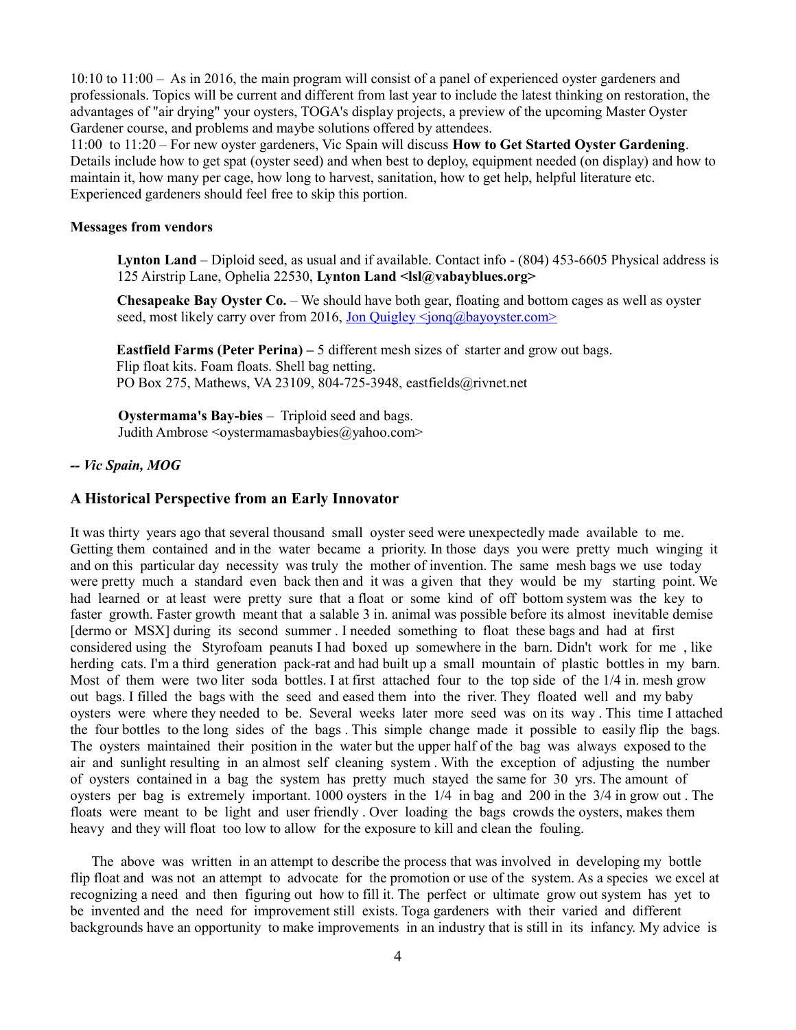10:10 to 11:00 – As in 2016, the main program will consist of a panel of experienced oyster gardeners and professionals. Topics will be current and different from last year to include the latest thinking on restoration, the advantages of "air drying" your oysters, TOGA's display projects, a preview of the upcoming Master Oyster Gardener course, and problems and maybe solutions offered by attendees.

11:00 to 11:20 – For new oyster gardeners, Vic Spain will discuss **How to Get Started Oyster Gardening**. Details include how to get spat (oyster seed) and when best to deploy, equipment needed (on display) and how to maintain it, how many per cage, how long to harvest, sanitation, how to get help, helpful literature etc. Experienced gardeners should feel free to skip this portion.

**Messages from vendors**

**Lynton Land** – Diploid seed, as usual and if available. Contact info - (804) 453-6605 Physical address is 125 Airstrip Lane, Ophelia 22530, **Lynton Land <lsl@vabayblues.org>**

**Chesapeake Bay Oyster Co.** – We should have both gear, floating and bottom cages as well as oyster seed, most likely carry over from 2016, Jon Quigley <jonq@bayoyster.com>

**Eastfield Farms (Peter Perina) –** 5 different mesh sizes of starter and grow out bags.
Flip float kits. Foam floats. Shell bag netting.
PO Box 275, Mathews, VA 23109, 804-725-3948, eastfields@rivnet.net

**Oystermama's Bay-bies** – Triploid seed and bags.
Judith Ambrose <oystermamasbaybies@yahoo.com>

***-- Vic Spain, MOG***

## A Historical Perspective from an Early Innovator

It was thirty years ago that several thousand small oyster seed were unexpectedly made available to me. Getting them contained and in the water became a priority. In those days you were pretty much winging it and on this particular day necessity was truly the mother of invention. The same mesh bags we use today were pretty much a standard even back then and it was a given that they would be my starting point. We had learned or at least were pretty sure that a float or some kind of off bottom system was the key to faster growth. Faster growth meant that a salable 3 in. animal was possible before its almost inevitable demise [dermo or MSX] during its second summer . I needed something to float these bags and had at first considered using the Styrofoam peanuts I had boxed up somewhere in the barn. Didn't work for me , like herding cats. I'm a third generation pack-rat and had built up a small mountain of plastic bottles in my barn. Most of them were two liter soda bottles. I at first attached four to the top side of the 1/4 in. mesh grow out bags. I filled the bags with the seed and eased them into the river. They floated well and my baby oysters were where they needed to be. Several weeks later more seed was on its way . This time I attached the four bottles to the long sides of the bags . This simple change made it possible to easily flip the bags. The oysters maintained their position in the water but the upper half of the bag was always exposed to the air and sunlight resulting in an almost self cleaning system . With the exception of adjusting the number of oysters contained in a bag the system has pretty much stayed the same for 30 yrs. The amount of oysters per bag is extremely important. 1000 oysters in the 1/4 in bag and 200 in the 3/4 in grow out . The floats were meant to be light and user friendly . Over loading the bags crowds the oysters, makes them heavy and they will float too low to allow for the exposure to kill and clean the fouling.

The above was written in an attempt to describe the process that was involved in developing my bottle flip float and was not an attempt to advocate for the promotion or use of the system. As a species we excel at recognizing a need and then figuring out how to fill it. The perfect or ultimate grow out system has yet to be invented and the need for improvement still exists. Toga gardeners with their varied and different backgrounds have an opportunity to make improvements in an industry that is still in its infancy. My advice is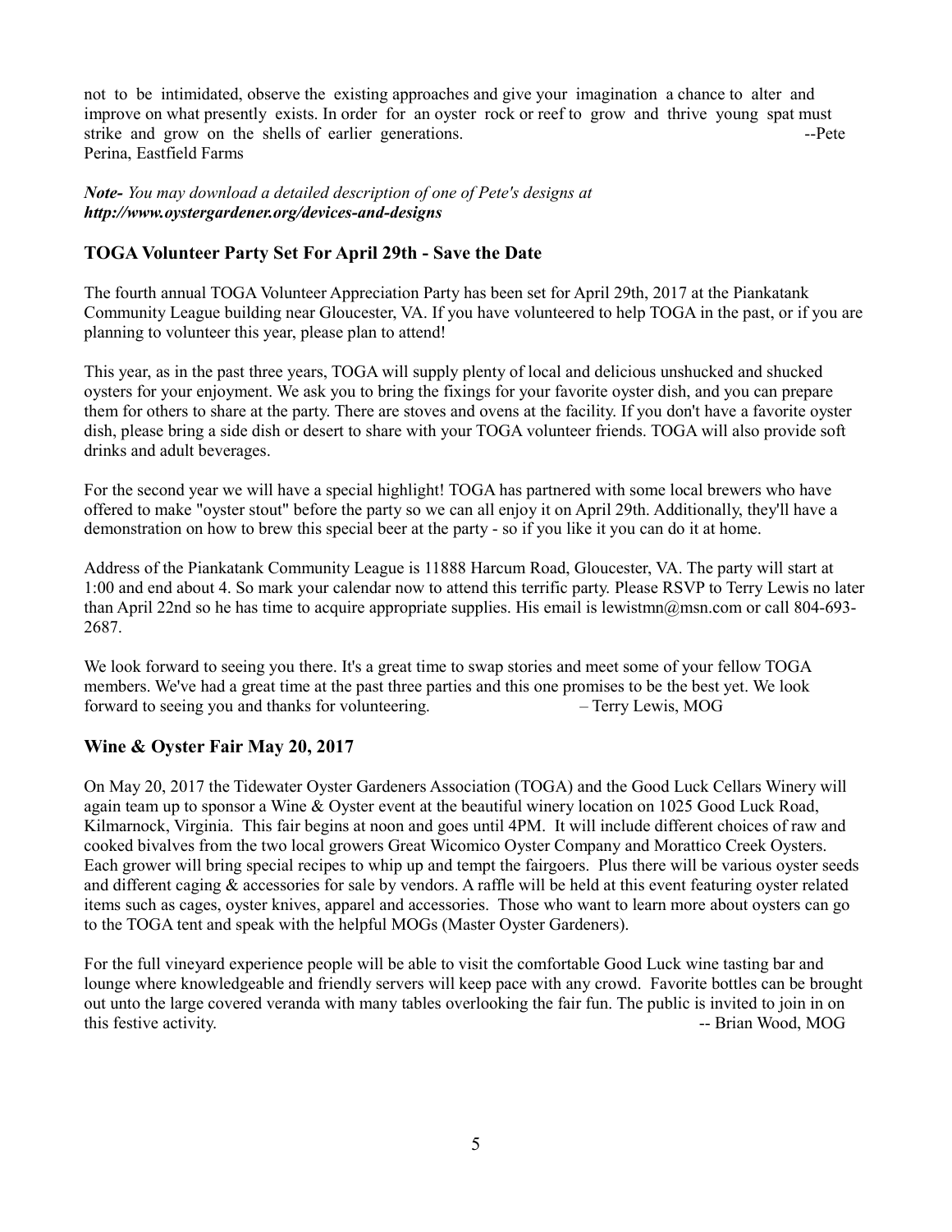not to be intimidated, observe the existing approaches and give your imagination a chance to alter and improve on what presently exists. In order for an oyster rock or reef to grow and thrive young spat must strike and grow on the shells of earlier generations. --Pete Perina, Eastfield Farms

***Note-*** *You may download a detailed description of one of Pete's designs at* ***http://www.oystergardener.org/devices-and-designs***

## TOGA Volunteer Party Set For April 29th - Save the Date

The fourth annual TOGA Volunteer Appreciation Party has been set for April 29th, 2017 at the Piankatank Community League building near Gloucester, VA. If you have volunteered to help TOGA in the past, or if you are planning to volunteer this year, please plan to attend!

This year, as in the past three years, TOGA will supply plenty of local and delicious unshucked and shucked oysters for your enjoyment. We ask you to bring the fixings for your favorite oyster dish, and you can prepare them for others to share at the party. There are stoves and ovens at the facility. If you don't have a favorite oyster dish, please bring a side dish or desert to share with your TOGA volunteer friends. TOGA will also provide soft drinks and adult beverages.

For the second year we will have a special highlight! TOGA has partnered with some local brewers who have offered to make "oyster stout" before the party so we can all enjoy it on April 29th. Additionally, they'll have a demonstration on how to brew this special beer at the party - so if you like it you can do it at home.

Address of the Piankatank Community League is 11888 Harcum Road, Gloucester, VA. The party will start at 1:00 and end about 4. So mark your calendar now to attend this terrific party. Please RSVP to Terry Lewis no later than April 22nd so he has time to acquire appropriate supplies. His email is lewistmn@msn.com or call 804-693-2687.

We look forward to seeing you there. It's a great time to swap stories and meet some of your fellow TOGA members. We've had a great time at the past three parties and this one promises to be the best yet. We look forward to seeing you and thanks for volunteering. – Terry Lewis, MOG

## Wine & Oyster Fair May 20, 2017

On May 20, 2017 the Tidewater Oyster Gardeners Association (TOGA) and the Good Luck Cellars Winery will again team up to sponsor a Wine & Oyster event at the beautiful winery location on 1025 Good Luck Road, Kilmarnock, Virginia. This fair begins at noon and goes until 4PM. It will include different choices of raw and cooked bivalves from the two local growers Great Wicomico Oyster Company and Morattico Creek Oysters. Each grower will bring special recipes to whip up and tempt the fairgoers. Plus there will be various oyster seeds and different caging & accessories for sale by vendors. A raffle will be held at this event featuring oyster related items such as cages, oyster knives, apparel and accessories. Those who want to learn more about oysters can go to the TOGA tent and speak with the helpful MOGs (Master Oyster Gardeners).

For the full vineyard experience people will be able to visit the comfortable Good Luck wine tasting bar and lounge where knowledgeable and friendly servers will keep pace with any crowd. Favorite bottles can be brought out unto the large covered veranda with many tables overlooking the fair fun. The public is invited to join in on this festive activity. -- Brian Wood, MOG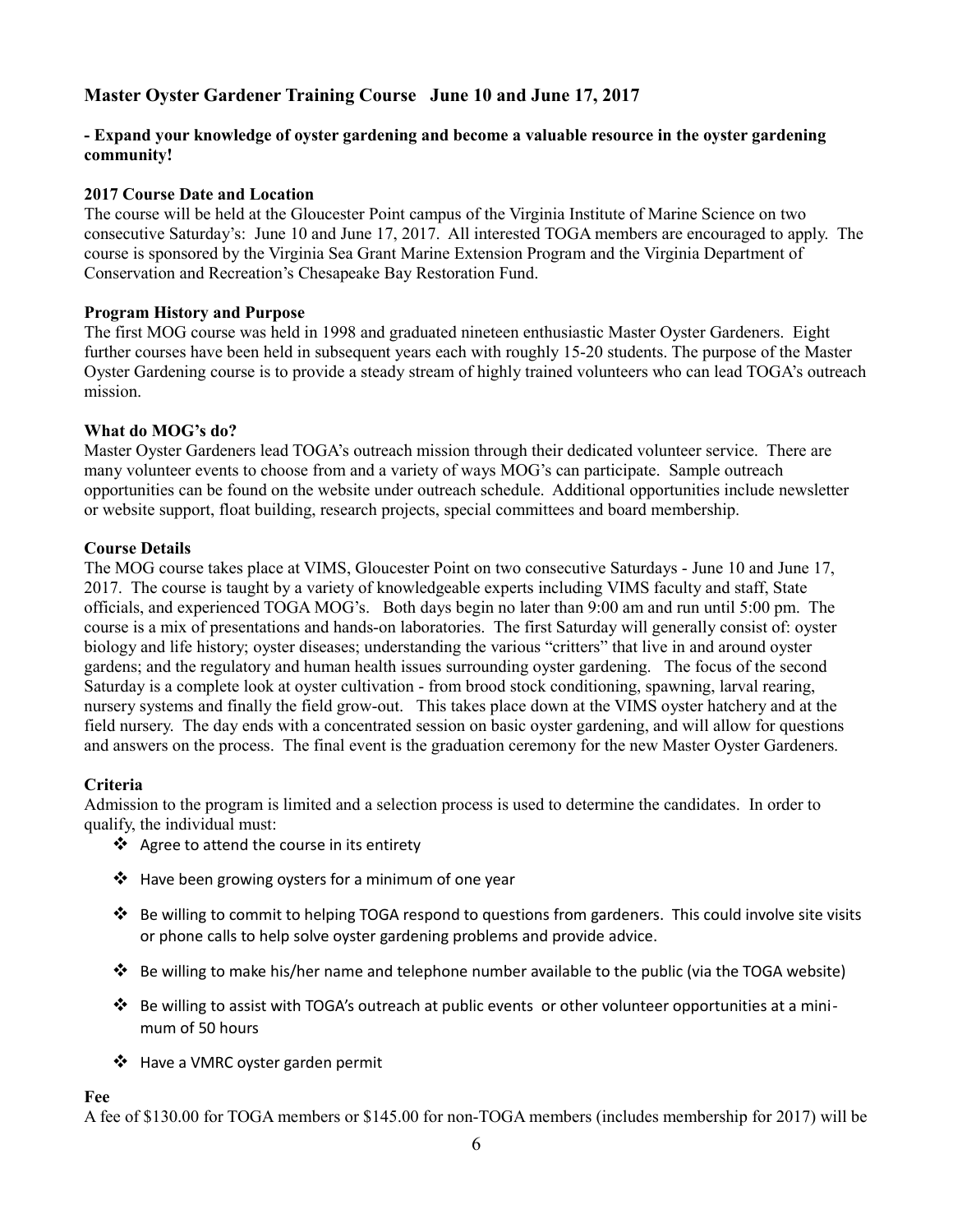## Master Oyster Gardener Training Course June 10 and June 17, 2017

**- Expand your knowledge of oyster gardening and become a valuable resource in the oyster gardening community!**

### 2017 Course Date and Location

The course will be held at the Gloucester Point campus of the Virginia Institute of Marine Science on two consecutive Saturday's: June 10 and June 17, 2017. All interested TOGA members are encouraged to apply. The course is sponsored by the Virginia Sea Grant Marine Extension Program and the Virginia Department of Conservation and Recreation's Chesapeake Bay Restoration Fund.

### Program History and Purpose

The first MOG course was held in 1998 and graduated nineteen enthusiastic Master Oyster Gardeners. Eight further courses have been held in subsequent years each with roughly 15-20 students. The purpose of the Master Oyster Gardening course is to provide a steady stream of highly trained volunteers who can lead TOGA's outreach mission.

### What do MOG's do?

Master Oyster Gardeners lead TOGA's outreach mission through their dedicated volunteer service. There are many volunteer events to choose from and a variety of ways MOG's can participate. Sample outreach opportunities can be found on the website under outreach schedule. Additional opportunities include newsletter or website support, float building, research projects, special committees and board membership.

### Course Details

The MOG course takes place at VIMS, Gloucester Point on two consecutive Saturdays - June 10 and June 17, 2017. The course is taught by a variety of knowledgeable experts including VIMS faculty and staff, State officials, and experienced TOGA MOG's. Both days begin no later than 9:00 am and run until 5:00 pm. The course is a mix of presentations and hands-on laboratories. The first Saturday will generally consist of: oyster biology and life history; oyster diseases; understanding the various "critters" that live in and around oyster gardens; and the regulatory and human health issues surrounding oyster gardening. The focus of the second Saturday is a complete look at oyster cultivation - from brood stock conditioning, spawning, larval rearing, nursery systems and finally the field grow-out. This takes place down at the VIMS oyster hatchery and at the field nursery. The day ends with a concentrated session on basic oyster gardening, and will allow for questions and answers on the process. The final event is the graduation ceremony for the new Master Oyster Gardeners.

### Criteria

Admission to the program is limited and a selection process is used to determine the candidates. In order to qualify, the individual must:

- Agree to attend the course in its entirety
- Have been growing oysters for a minimum of one year
- Be willing to commit to helping TOGA respond to questions from gardeners. This could involve site visits or phone calls to help solve oyster gardening problems and provide advice.
- Be willing to make his/her name and telephone number available to the public (via the TOGA website)
- Be willing to assist with TOGA's outreach at public events or other volunteer opportunities at a minimum of 50 hours
- Have a VMRC oyster garden permit

### Fee

A fee of $130.00 for TOGA members or $145.00 for non-TOGA members (includes membership for 2017) will be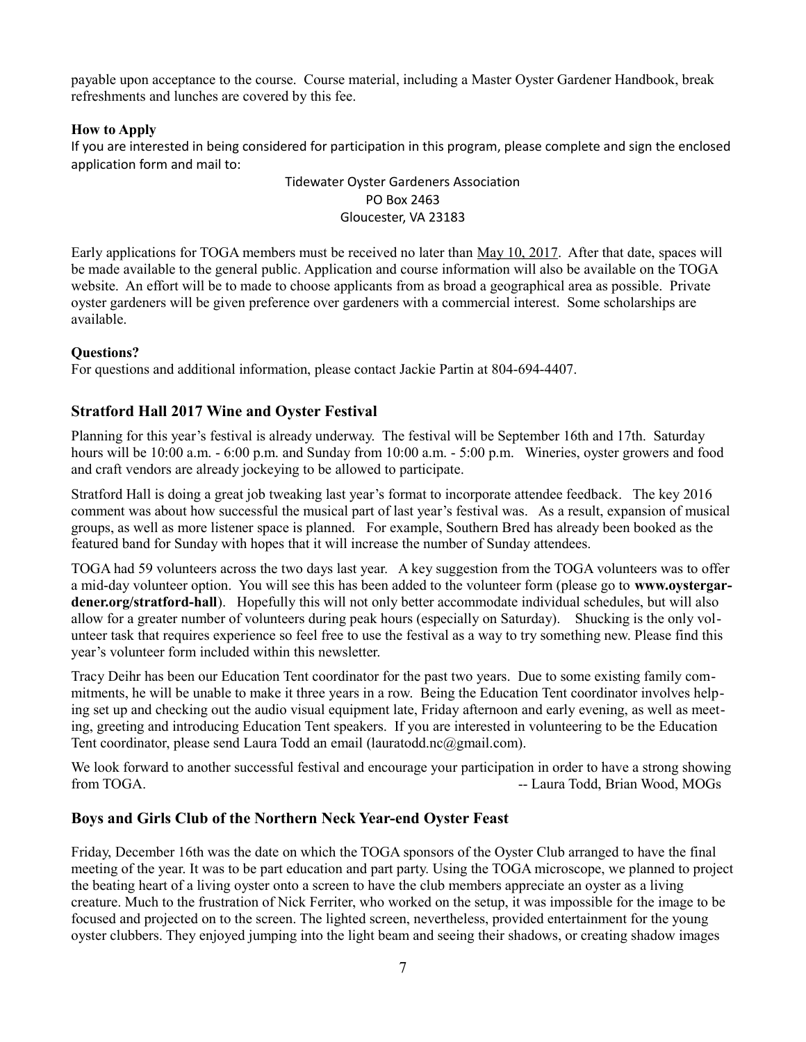payable upon acceptance to the course. Course material, including a Master Oyster Gardener Handbook, break refreshments and lunches are covered by this fee.

**How to Apply**

If you are interested in being considered for participation in this program, please complete and sign the enclosed application form and mail to:

Tidewater Oyster Gardeners Association
PO Box 2463
Gloucester, VA 23183

Early applications for TOGA members must be received no later than May 10, 2017. After that date, spaces will be made available to the general public. Application and course information will also be available on the TOGA website. An effort will be to made to choose applicants from as broad a geographical area as possible. Private oyster gardeners will be given preference over gardeners with a commercial interest. Some scholarships are available.

**Questions?**

For questions and additional information, please contact Jackie Partin at 804-694-4407.

## Stratford Hall 2017 Wine and Oyster Festival

Planning for this year's festival is already underway. The festival will be September 16th and 17th. Saturday hours will be 10:00 a.m. - 6:00 p.m. and Sunday from 10:00 a.m. - 5:00 p.m. Wineries, oyster growers and food and craft vendors are already jockeying to be allowed to participate.

Stratford Hall is doing a great job tweaking last year's format to incorporate attendee feedback. The key 2016 comment was about how successful the musical part of last year's festival was. As a result, expansion of musical groups, as well as more listener space is planned. For example, Southern Bred has already been booked as the featured band for Sunday with hopes that it will increase the number of Sunday attendees.

TOGA had 59 volunteers across the two days last year. A key suggestion from the TOGA volunteers was to offer a mid-day volunteer option. You will see this has been added to the volunteer form (please go to **www.oystergardener.org/stratford-hall**). Hopefully this will not only better accommodate individual schedules, but will also allow for a greater number of volunteers during peak hours (especially on Saturday). Shucking is the only volunteer task that requires experience so feel free to use the festival as a way to try something new. Please find this year's volunteer form included within this newsletter.

Tracy Deihr has been our Education Tent coordinator for the past two years. Due to some existing family commitments, he will be unable to make it three years in a row. Being the Education Tent coordinator involves helping set up and checking out the audio visual equipment late, Friday afternoon and early evening, as well as meeting, greeting and introducing Education Tent speakers. If you are interested in volunteering to be the Education Tent coordinator, please send Laura Todd an email (lauratodd.nc@gmail.com).

We look forward to another successful festival and encourage your participation in order to have a strong showing from TOGA. -- Laura Todd, Brian Wood, MOGs

## Boys and Girls Club of the Northern Neck Year-end Oyster Feast

Friday, December 16th was the date on which the TOGA sponsors of the Oyster Club arranged to have the final meeting of the year. It was to be part education and part party. Using the TOGA microscope, we planned to project the beating heart of a living oyster onto a screen to have the club members appreciate an oyster as a living creature. Much to the frustration of Nick Ferriter, who worked on the setup, it was impossible for the image to be focused and projected on to the screen. The lighted screen, nevertheless, provided entertainment for the young oyster clubbers. They enjoyed jumping into the light beam and seeing their shadows, or creating shadow images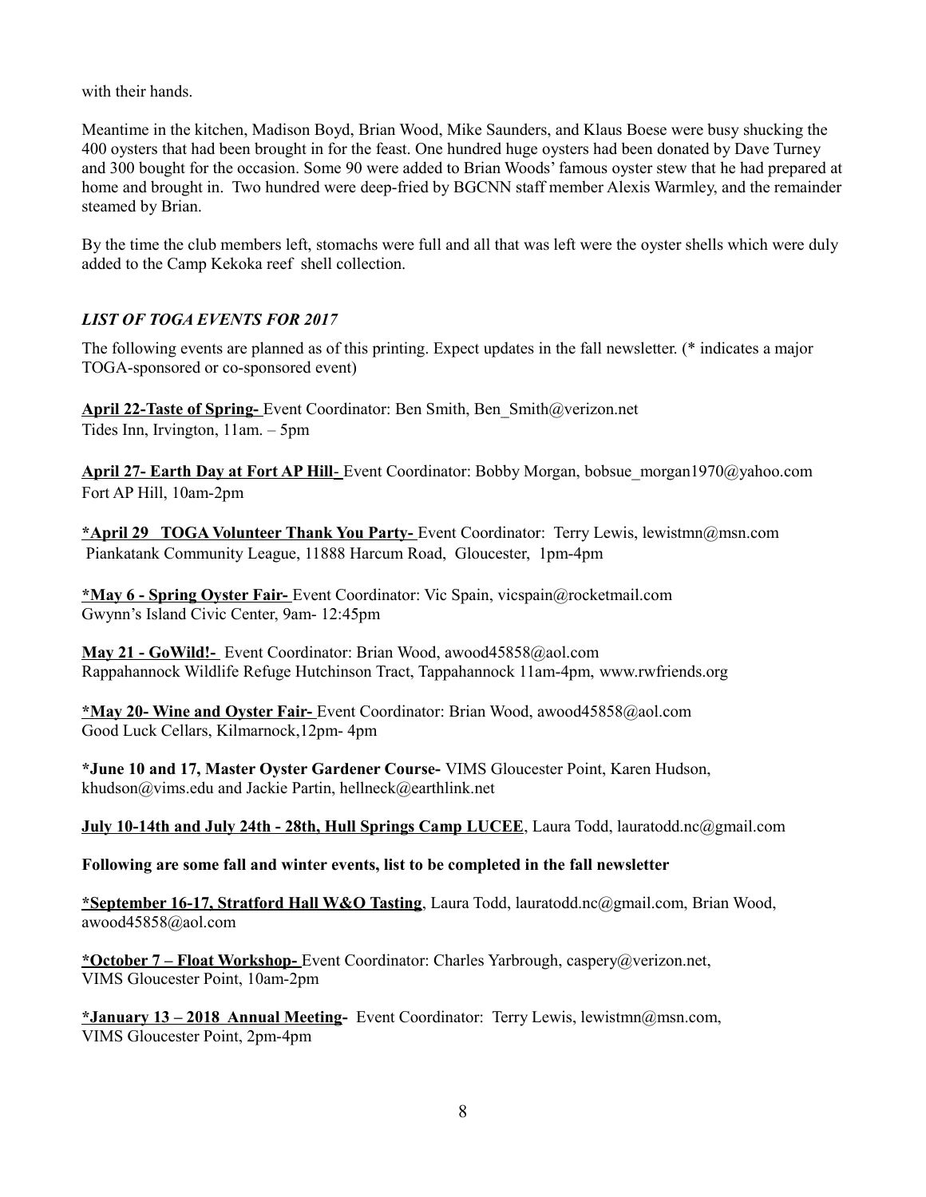with their hands.

Meantime in the kitchen, Madison Boyd, Brian Wood, Mike Saunders, and Klaus Boese were busy shucking the 400 oysters that had been brought in for the feast. One hundred huge oysters had been donated by Dave Turney and 300 bought for the occasion. Some 90 were added to Brian Woods' famous oyster stew that he had prepared at home and brought in. Two hundred were deep-fried by BGCNN staff member Alexis Warmley, and the remainder steamed by Brian.

By the time the club members left, stomachs were full and all that was left were the oyster shells which were duly added to the Camp Kekoka reef shell collection.

### *LIST OF TOGA EVENTS FOR 2017*

The following events are planned as of this printing. Expect updates in the fall newsletter. (* indicates a major TOGA-sponsored or co-sponsored event)

**April 22-Taste of Spring-** Event Coordinator: Ben Smith, Ben_Smith@verizon.net
Tides Inn, Irvington, 11am. – 5pm

**April 27- Earth Day at Fort AP Hill-** Event Coordinator: Bobby Morgan, bobsue_morgan1970@yahoo.com
Fort AP Hill, 10am-2pm

**\*April 29 TOGA Volunteer Thank You Party-** Event Coordinator: Terry Lewis, lewistmn@msn.com
Piankatank Community League, 11888 Harcum Road, Gloucester, 1pm-4pm

**\*May 6 - Spring Oyster Fair-** Event Coordinator: Vic Spain, vicspain@rocketmail.com
Gwynn's Island Civic Center, 9am- 12:45pm

**May 21 - GoWild!-** Event Coordinator: Brian Wood, awood45858@aol.com
Rappahannock Wildlife Refuge Hutchinson Tract, Tappahannock 11am-4pm, www.rwfriends.org

**\*May 20- Wine and Oyster Fair-** Event Coordinator: Brian Wood, awood45858@aol.com
Good Luck Cellars, Kilmarnock,12pm- 4pm

**\*June 10 and 17, Master Oyster Gardener Course-** VIMS Gloucester Point, Karen Hudson, khudson@vims.edu and Jackie Partin, hellneck@earthlink.net

**July 10-14th and July 24th - 28th, Hull Springs Camp LUCEE**, Laura Todd, lauratodd.nc@gmail.com

**Following are some fall and winter events, list to be completed in the fall newsletter**

**\*September 16-17, Stratford Hall W&O Tasting**, Laura Todd, lauratodd.nc@gmail.com, Brian Wood, awood45858@aol.com

**\*October 7 – Float Workshop-** Event Coordinator: Charles Yarbrough, caspery@verizon.net,
VIMS Gloucester Point, 10am-2pm

**\*January 13 – 2018 Annual Meeting-** Event Coordinator: Terry Lewis, lewistmn@msn.com,
VIMS Gloucester Point, 2pm-4pm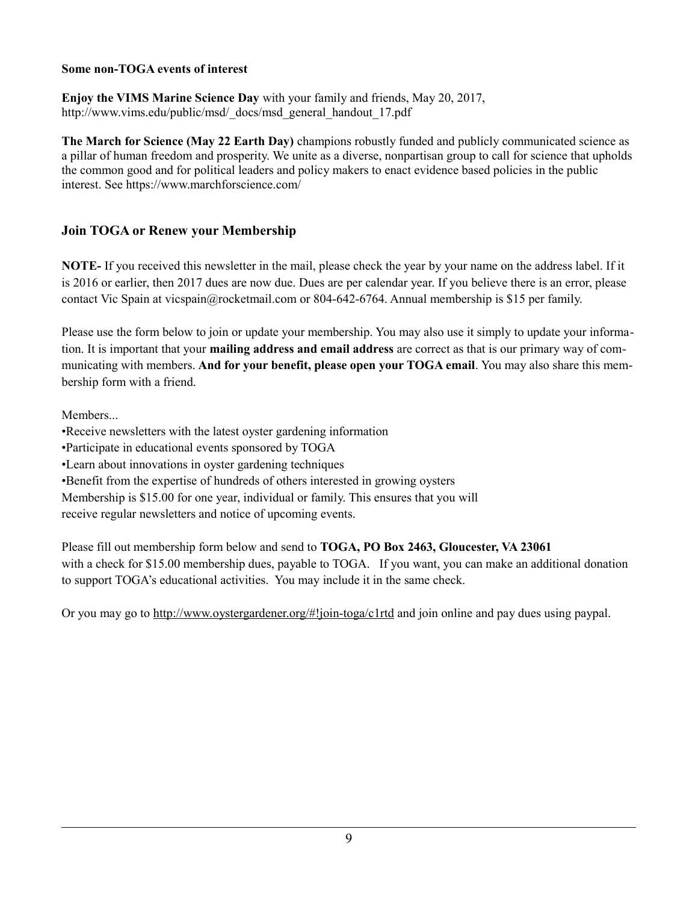**Some non-TOGA events of interest**

**Enjoy the VIMS Marine Science Day** with your family and friends, May 20, 2017, http://www.vims.edu/public/msd/_docs/msd_general_handout_17.pdf

**The March for Science (May 22 Earth Day)** champions robustly funded and publicly communicated science as a pillar of human freedom and prosperity. We unite as a diverse, nonpartisan group to call for science that upholds the common good and for political leaders and policy makers to enact evidence based policies in the public interest. See https://www.marchforscience.com/

## Join TOGA or Renew your Membership

**NOTE-** If you received this newsletter in the mail, please check the year by your name on the address label. If it is 2016 or earlier, then 2017 dues are now due. Dues are per calendar year. If you believe there is an error, please contact Vic Spain at vicspain@rocketmail.com or 804-642-6764. Annual membership is $15 per family.

Please use the form below to join or update your membership. You may also use it simply to update your information. It is important that your **mailing address and email address** are correct as that is our primary way of communicating with members. **And for your benefit, please open your TOGA email**. You may also share this membership form with a friend.

Members...

- Receive newsletters with the latest oyster gardening information
- Participate in educational events sponsored by TOGA
- Learn about innovations in oyster gardening techniques
- Benefit from the expertise of hundreds of others interested in growing oysters

Membership is $15.00 for one year, individual or family. This ensures that you will receive regular newsletters and notice of upcoming events.

Please fill out membership form below and send to **TOGA, PO Box 2463, Gloucester, VA 23061** with a check for $15.00 membership dues, payable to TOGA. If you want, you can make an additional donation to support TOGA's educational activities. You may include it in the same check.

Or you may go to http://www.oystergardener.org/#!join-toga/c1rtd and join online and pay dues using paypal.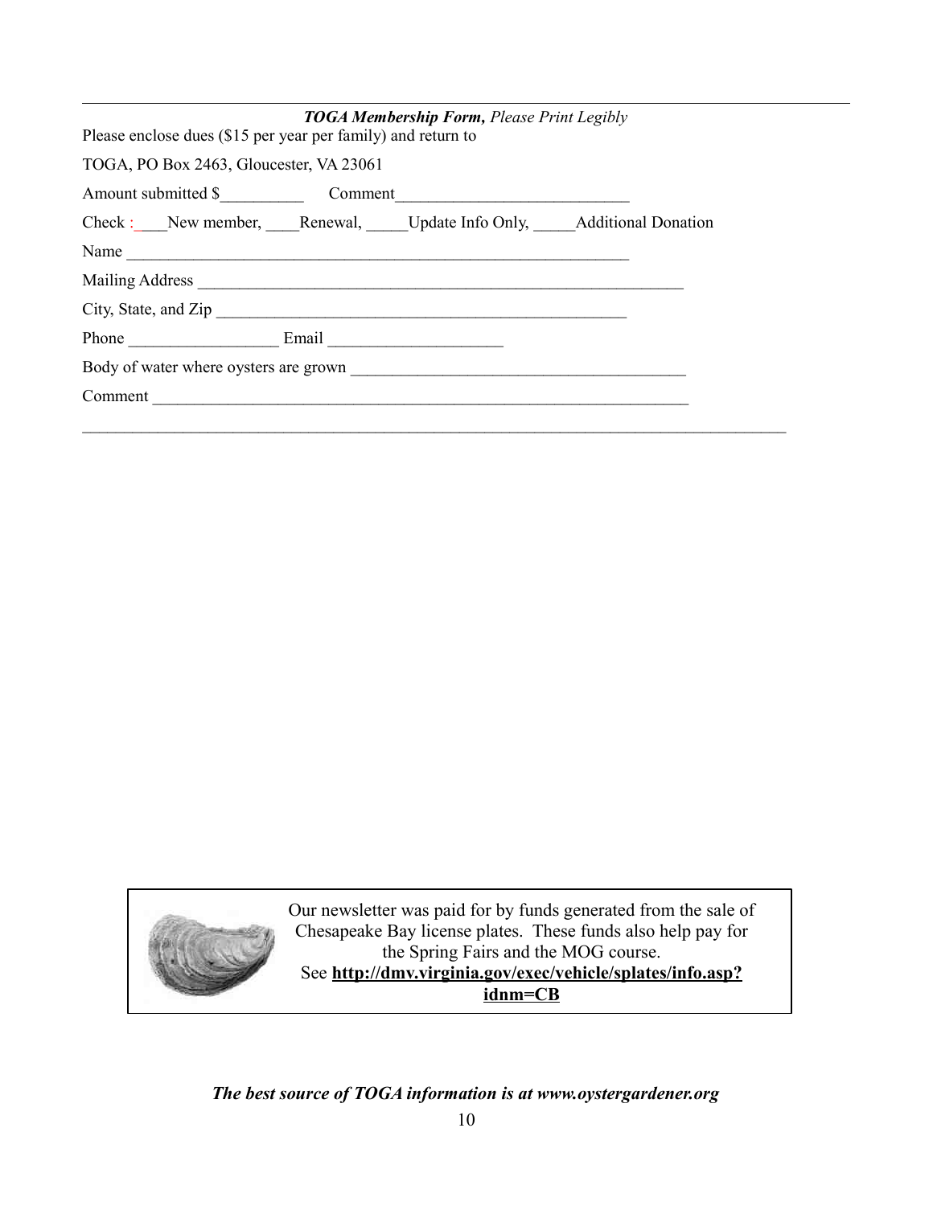***TOGA Membership Form,*** *Please Print Legibly*

Please enclose dues ($15 per year per family) and return to

TOGA, PO Box 2463, Gloucester, VA 23061

Amount submitted $__________ Comment____________________________

Check :____New member, ____Renewal, _____Update Info Only, _____Additional Donation

Name ________________________________________________________________

Mailing Address ______________________________________________________________

City, State, and Zip ____________________________________________________

Phone __________________ Email _____________________

Body of water where oysters are grown __________________________________________

Comment ____________________________________________________________________

Our newsletter was paid for by funds generated from the sale of Chesapeake Bay license plates. These funds also help pay for the Spring Fairs and the MOG course.
See **http://dmv.virginia.gov/exec/vehicle/splates/info.asp?idnm=CB**

***The best source of TOGA information is at www.oystergardener.org***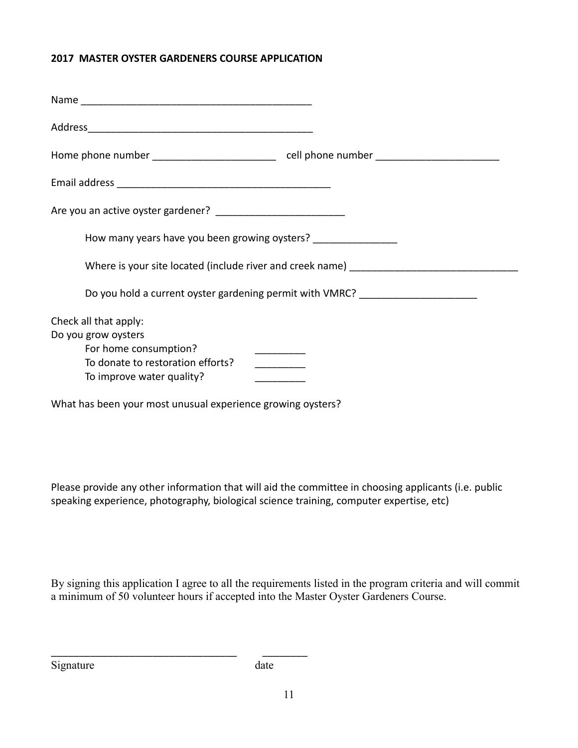**2017 MASTER OYSTER GARDENERS COURSE APPLICATION**

Name ________________________________________

Address________________________________________

Home phone number ______________________ cell phone number ______________________

Email address ______________________________________

Are you an active oyster gardener? ______________________

How many years have you been growing oysters? ______________

Where is your site located (include river and creek name) _____________________________

Do you hold a current oyster gardening permit with VMRC? ____________________

Check all that apply:

Do you grow oysters

For home consumption? _________

To donate to restoration efforts? _________

To improve water quality? _________

What has been your most unusual experience growing oysters?

Please provide any other information that will aid the committee in choosing applicants (i.e. public speaking experience, photography, biological science training, computer expertise, etc)

By signing this application I agree to all the requirements listed in the program criteria and will commit a minimum of 50 volunteer hours if accepted into the Master Oyster Gardeners Course.

________________________________ ________

Signature date